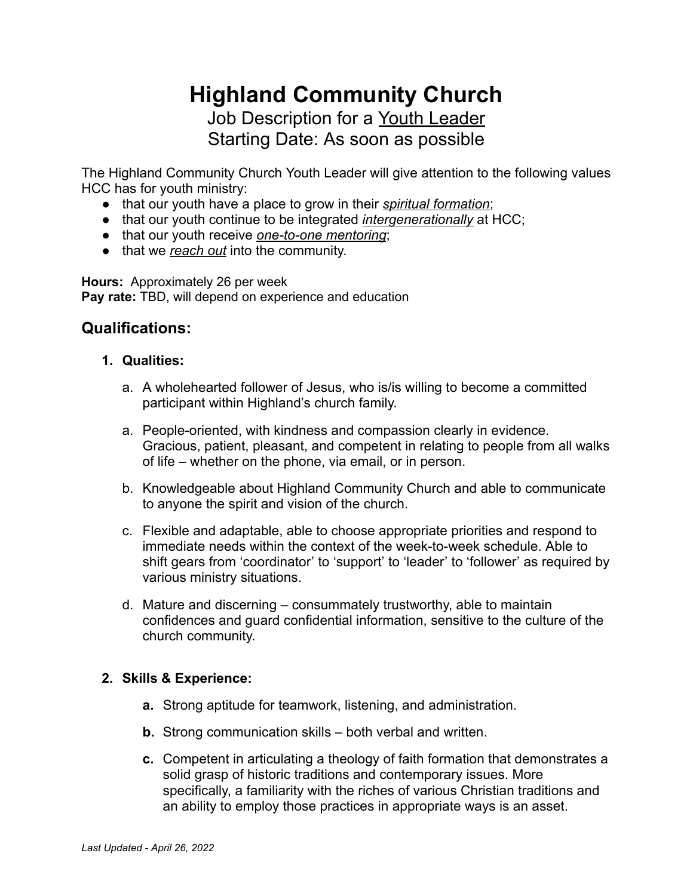# Highland Community Church

Job Description for a Youth Leader
Starting Date: As soon as possible

The Highland Community Church Youth Leader will give attention to the following values HCC has for youth ministry:

- that our youth have a place to grow in their ***spiritual formation***;
- that our youth continue to be integrated ***intergenerationally*** at HCC;
- that our youth receive ***one-to-one mentoring***;
- that we ***reach out*** into the community.

**Hours:** Approximately 26 per week
**Pay rate:** TBD, will depend on experience and education

## Qualifications:

1. **Qualities:**

    a. A wholehearted follower of Jesus, who is/is willing to become a committed participant within Highland's church family.

    a. People-oriented, with kindness and compassion clearly in evidence. Gracious, patient, pleasant, and competent in relating to people from all walks of life – whether on the phone, via email, or in person.

    b. Knowledgeable about Highland Community Church and able to communicate to anyone the spirit and vision of the church.

    c. Flexible and adaptable, able to choose appropriate priorities and respond to immediate needs within the context of the week-to-week schedule. Able to shift gears from 'coordinator' to 'support' to 'leader' to 'follower' as required by various ministry situations.

    d. Mature and discerning – consummately trustworthy, able to maintain confidences and guard confidential information, sensitive to the culture of the church community.

2. **Skills & Experience:**

    **a.** Strong aptitude for teamwork, listening, and administration.

    **b.** Strong communication skills – both verbal and written.

    **c.** Competent in articulating a theology of faith formation that demonstrates a solid grasp of historic traditions and contemporary issues. More specifically, a familiarity with the riches of various Christian traditions and an ability to employ those practices in appropriate ways is an asset.

*Last Updated - April 26, 2022*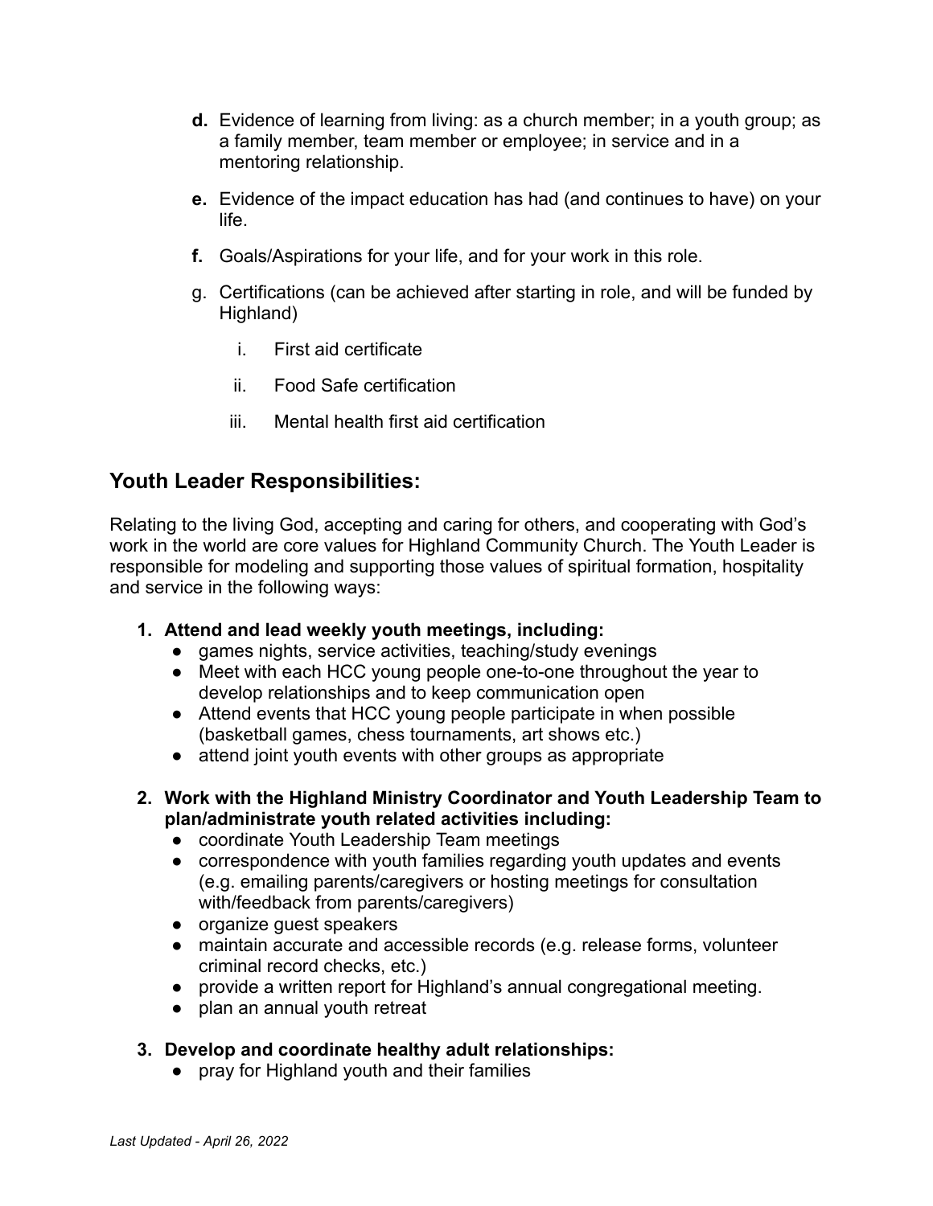**d.** Evidence of learning from living: as a church member; in a youth group; as a family member, team member or employee; in service and in a mentoring relationship.

**e.** Evidence of the impact education has had (and continues to have) on your life.

**f.** Goals/Aspirations for your life, and for your work in this role.

g. Certifications (can be achieved after starting in role, and will be funded by Highland)

   i. First aid certificate

   ii. Food Safe certification

   iii. Mental health first aid certification

## Youth Leader Responsibilities:

Relating to the living God, accepting and caring for others, and cooperating with God's work in the world are core values for Highland Community Church. The Youth Leader is responsible for modeling and supporting those values of spiritual formation, hospitality and service in the following ways:

1. **Attend and lead weekly youth meetings, including:**
   - games nights, service activities, teaching/study evenings
   - Meet with each HCC young people one-to-one throughout the year to develop relationships and to keep communication open
   - Attend events that HCC young people participate in when possible (basketball games, chess tournaments, art shows etc.)
   - attend joint youth events with other groups as appropriate

2. **Work with the Highland Ministry Coordinator and Youth Leadership Team to plan/administrate youth related activities including:**
   - coordinate Youth Leadership Team meetings
   - correspondence with youth families regarding youth updates and events (e.g. emailing parents/caregivers or hosting meetings for consultation with/feedback from parents/caregivers)
   - organize guest speakers
   - maintain accurate and accessible records (e.g. release forms, volunteer criminal record checks, etc.)
   - provide a written report for Highland's annual congregational meeting.
   - plan an annual youth retreat

3. **Develop and coordinate healthy adult relationships:**
   - pray for Highland youth and their families

*Last Updated - April 26, 2022*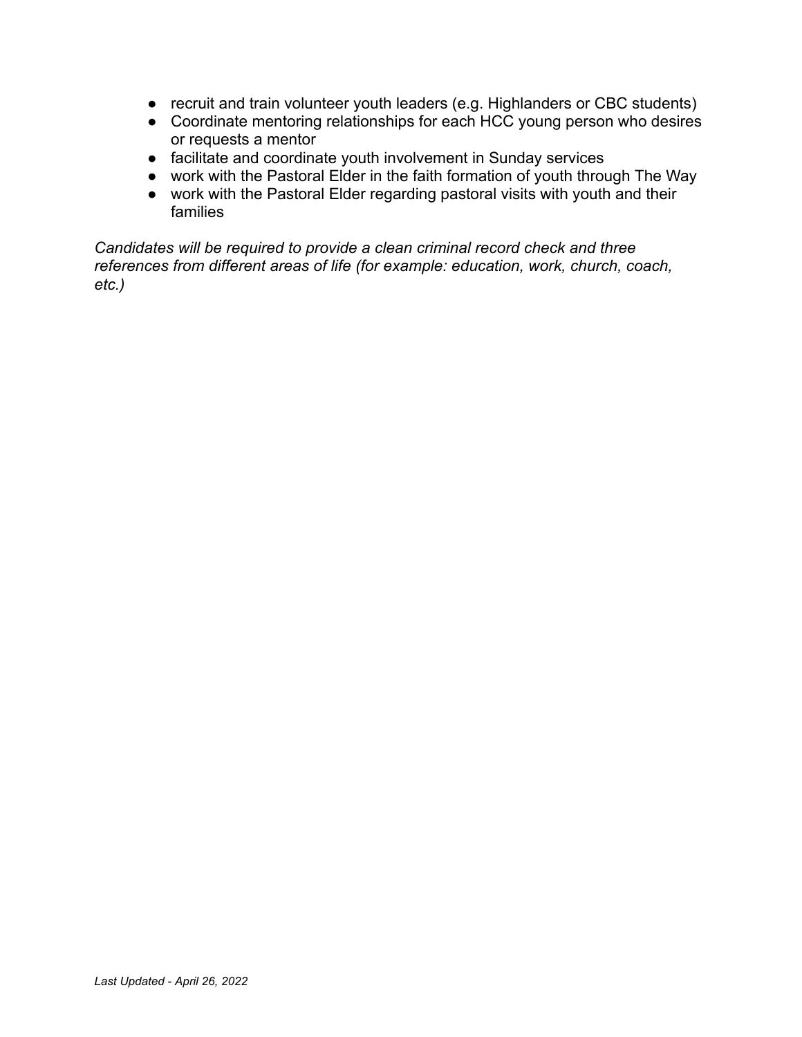- recruit and train volunteer youth leaders (e.g. Highlanders or CBC students)
- Coordinate mentoring relationships for each HCC young person who desires or requests a mentor
- facilitate and coordinate youth involvement in Sunday services
- work with the Pastoral Elder in the faith formation of youth through The Way
- work with the Pastoral Elder regarding pastoral visits with youth and their families

*Candidates will be required to provide a clean criminal record check and three references from different areas of life (for example: education, work, church, coach, etc.)*

*Last Updated - April 26, 2022*